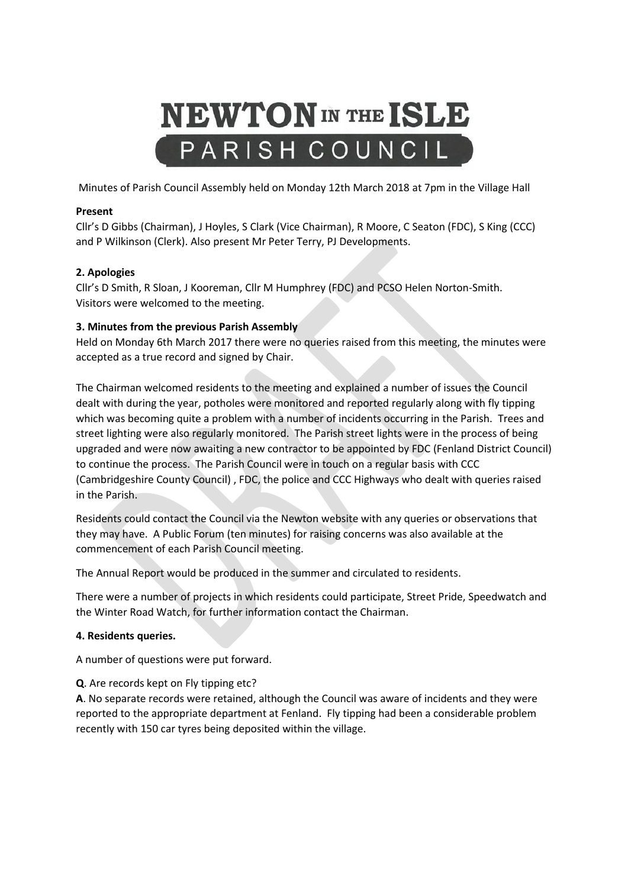# NEWTON IN THE ISLE
## PARISH COUNCIL

Minutes of Parish Council Assembly held on Monday 12th March 2018 at 7pm in the Village Hall

**Present**
Cllr's D Gibbs (Chairman), J Hoyles, S Clark (Vice Chairman), R Moore, C Seaton (FDC), S King (CCC) and P Wilkinson (Clerk). Also present Mr Peter Terry, PJ Developments.

**2. Apologies**
Cllr's D Smith, R Sloan, J Kooreman, Cllr M Humphrey (FDC) and PCSO Helen Norton-Smith.
Visitors were welcomed to the meeting.

**3. Minutes from the previous Parish Assembly**
Held on Monday 6th March 2017 there were no queries raised from this meeting, the minutes were accepted as a true record and signed by Chair.

The Chairman welcomed residents to the meeting and explained a number of issues the Council dealt with during the year, potholes were monitored and reported regularly along with fly tipping which was becoming quite a problem with a number of incidents occurring in the Parish. Trees and street lighting were also regularly monitored. The Parish street lights were in the process of being upgraded and were now awaiting a new contractor to be appointed by FDC (Fenland District Council) to continue the process. The Parish Council were in touch on a regular basis with CCC (Cambridgeshire County Council) , FDC, the police and CCC Highways who dealt with queries raised in the Parish.

Residents could contact the Council via the Newton website with any queries or observations that they may have. A Public Forum (ten minutes) for raising concerns was also available at the commencement of each Parish Council meeting.

The Annual Report would be produced in the summer and circulated to residents.

There were a number of projects in which residents could participate, Street Pride, Speedwatch and the Winter Road Watch, for further information contact the Chairman.

**4. Residents queries.**

A number of questions were put forward.

**Q**. Are records kept on Fly tipping etc?
**A**. No separate records were retained, although the Council was aware of incidents and they were reported to the appropriate department at Fenland. Fly tipping had been a considerable problem recently with 150 car tyres being deposited within the village.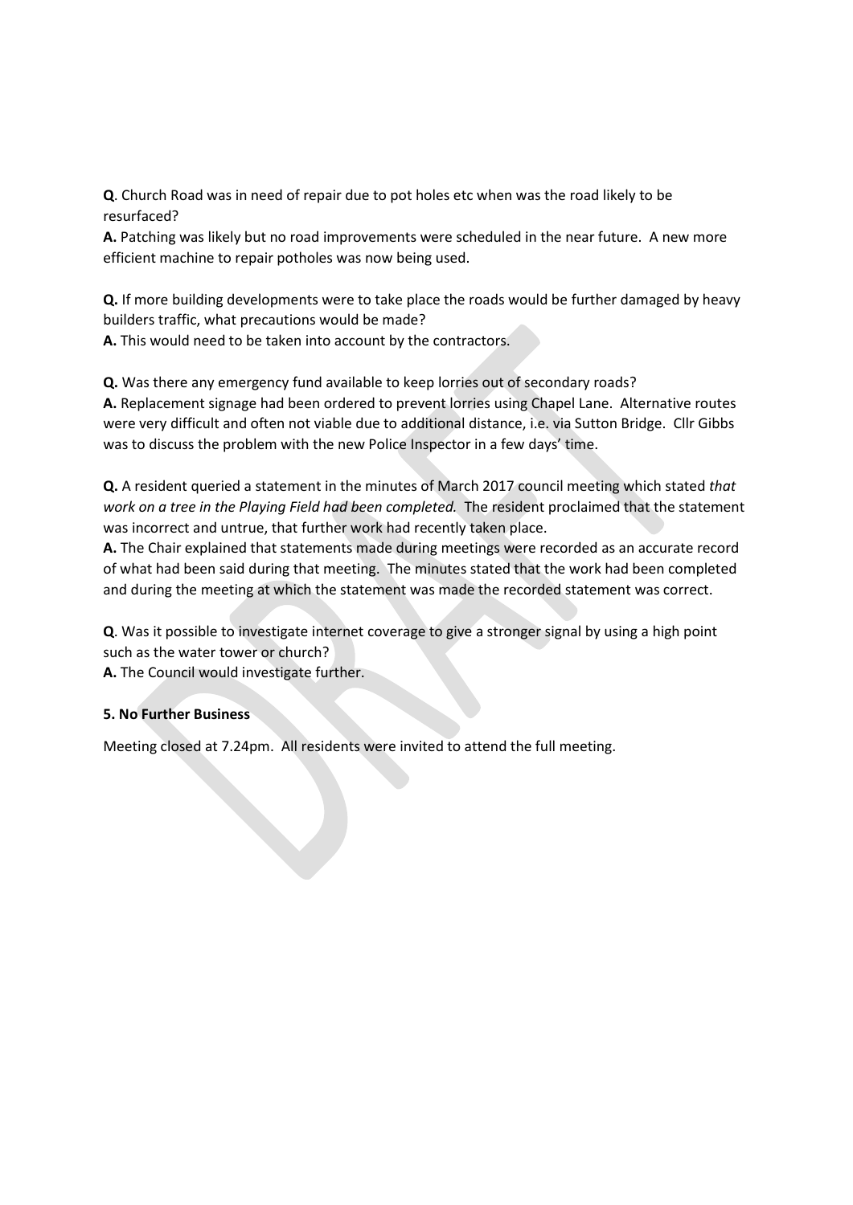**Q**. Church Road was in need of repair due to pot holes etc when was the road likely to be resurfaced?
**A.** Patching was likely but no road improvements were scheduled in the near future. A new more efficient machine to repair potholes was now being used.

**Q.** If more building developments were to take place the roads would be further damaged by heavy builders traffic, what precautions would be made?
**A.** This would need to be taken into account by the contractors.

**Q.** Was there any emergency fund available to keep lorries out of secondary roads?
**A.** Replacement signage had been ordered to prevent lorries using Chapel Lane. Alternative routes were very difficult and often not viable due to additional distance, i.e. via Sutton Bridge. Cllr Gibbs was to discuss the problem with the new Police Inspector in a few days' time.

**Q.** A resident queried a statement in the minutes of March 2017 council meeting which stated *that work on a tree in the Playing Field had been completed.* The resident proclaimed that the statement was incorrect and untrue, that further work had recently taken place.
**A.** The Chair explained that statements made during meetings were recorded as an accurate record of what had been said during that meeting. The minutes stated that the work had been completed and during the meeting at which the statement was made the recorded statement was correct.

**Q**. Was it possible to investigate internet coverage to give a stronger signal by using a high point such as the water tower or church?
**A.** The Council would investigate further.

**5. No Further Business**

Meeting closed at 7.24pm. All residents were invited to attend the full meeting.